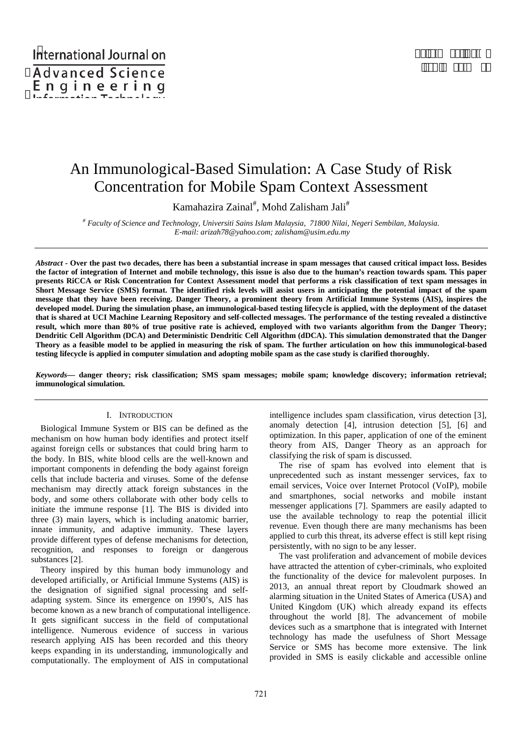# An Immunological-Based Simulation: A Case Study of Risk Concentration for Mobile Spam Context Assessment

Kamahazira Zainal[#], Mohd Zalisham Jali[#]

[#] *Faculty of Science and Technology, Universiti Sains Islam Malaysia, 71800 Nilai, Negeri Sembilan, Malaysia.*
*E-mail: arizah78@yahoo.com; zalisham@usim.edu.my*

***Abstract*** **- Over the past two decades, there has been a substantial increase in spam messages that caused critical impact loss. Besides the factor of integration of Internet and mobile technology, this issue is also due to the human's reaction towards spam. This paper presents RiCCA or Risk Concentration for Context Assessment model that performs a risk classification of text spam messages in Short Message Service (SMS) format. The identified risk levels will assist users in anticipating the potential impact of the spam message that they have been receiving. Danger Theory, a prominent theory from Artificial Immune Systems (AIS), inspires the developed model. During the simulation phase, an immunological-based testing lifecycle is applied, with the deployment of the dataset that is shared at UCI Machine Learning Repository and self-collected messages. The performance of the testing revealed a distinctive result, which more than 80% of true positive rate is achieved, employed with two variants algorithm from the Danger Theory; Dendritic Cell Algorithm (DCA) and Deterministic Dendritic Cell Algorithm (dDCA). This simulation demonstrated that the Danger Theory as a feasible model to be applied in measuring the risk of spam. The further articulation on how this immunological-based testing lifecycle is applied in computer simulation and adopting mobile spam as the case study is clarified thoroughly.**

***Keywords*— danger theory; risk classification; SMS spam messages; mobile spam; knowledge discovery; information retrieval; immunological simulation.**

## I. Introduction

Biological Immune System or BIS can be defined as the mechanism on how human body identifies and protect itself against foreign cells or substances that could bring harm to the body. In BIS, white blood cells are the well-known and important components in defending the body against foreign cells that include bacteria and viruses. Some of the defense mechanism may directly attack foreign substances in the body, and some others collaborate with other body cells to initiate the immune response [1]. The BIS is divided into three (3) main layers, which is including anatomic barrier, innate immunity, and adaptive immunity. These layers provide different types of defense mechanisms for detection, recognition, and responses to foreign or dangerous substances [2].

Theory inspired by this human body immunology and developed artificially, or Artificial Immune Systems (AIS) is the designation of signified signal processing and self-adapting system. Since its emergence on 1990's, AIS has become known as a new branch of computational intelligence. It gets significant success in the field of computational intelligence. Numerous evidence of success in various research applying AIS has been recorded and this theory keeps expanding in its understanding, immunologically and computationally. The employment of AIS in computational intelligence includes spam classification, virus detection [3], anomaly detection [4], intrusion detection [5], [6] and optimization. In this paper, application of one of the eminent theory from AIS, Danger Theory as an approach for classifying the risk of spam is discussed.

The rise of spam has evolved into element that is unprecedented such as instant messenger services, fax to email services, Voice over Internet Protocol (VoIP), mobile and smartphones, social networks and mobile instant messenger applications [7]. Spammers are easily adapted to use the available technology to reap the potential illicit revenue. Even though there are many mechanisms has been applied to curb this threat, its adverse effect is still kept rising persistently, with no sign to be any lesser.

The vast proliferation and advancement of mobile devices have attracted the attention of cyber-criminals, who exploited the functionality of the device for malevolent purposes. In 2013, an annual threat report by Cloudmark showed an alarming situation in the United States of America (USA) and United Kingdom (UK) which already expand its effects throughout the world [8]. The advancement of mobile devices such as a smartphone that is integrated with Internet technology has made the usefulness of Short Message Service or SMS has become more extensive. The link provided in SMS is easily clickable and accessible online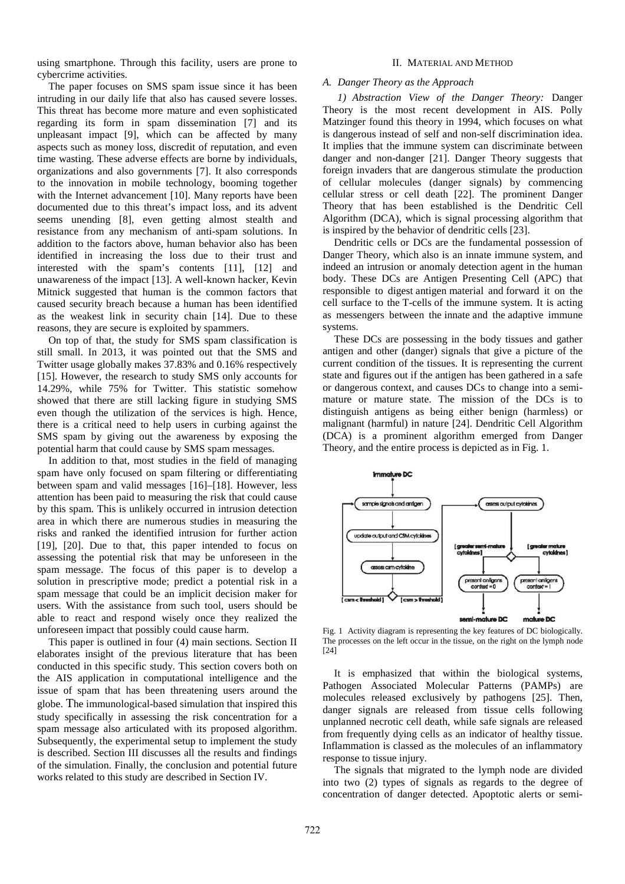using smartphone. Through this facility, users are prone to cybercrime activities.

The paper focuses on SMS spam issue since it has been intruding in our daily life that also has caused severe losses. This threat has become more mature and even sophisticated regarding its form in spam dissemination [7] and its unpleasant impact [9], which can be affected by many aspects such as money loss, discredit of reputation, and even time wasting. These adverse effects are borne by individuals, organizations and also governments [7]. It also corresponds to the innovation in mobile technology, booming together with the Internet advancement [10]. Many reports have been documented due to this threat's impact loss, and its advent seems unending [8], even getting almost stealth and resistance from any mechanism of anti-spam solutions. In addition to the factors above, human behavior also has been identified in increasing the loss due to their trust and interested with the spam's contents [11], [12] and unawareness of the impact [13]. A well-known hacker, Kevin Mitnick suggested that human is the common factors that caused security breach because a human has been identified as the weakest link in security chain [14]. Due to these reasons, they are secure is exploited by spammers.

On top of that, the study for SMS spam classification is still small. In 2013, it was pointed out that the SMS and Twitter usage globally makes 37.83% and 0.16% respectively [15]. However, the research to study SMS only accounts for 14.29%, while 75% for Twitter. This statistic somehow showed that there are still lacking figure in studying SMS even though the utilization of the services is high. Hence, there is a critical need to help users in curbing against the SMS spam by giving out the awareness by exposing the potential harm that could cause by SMS spam messages.

In addition to that, most studies in the field of managing spam have only focused on spam filtering or differentiating between spam and valid messages [16]–[18]. However, less attention has been paid to measuring the risk that could cause by this spam. This is unlikely occurred in intrusion detection area in which there are numerous studies in measuring the risks and ranked the identified intrusion for further action [19], [20]. Due to that, this paper intended to focus on assessing the potential risk that may be unforeseen in the spam message. The focus of this paper is to develop a solution in prescriptive mode; predict a potential risk in a spam message that could be an implicit decision maker for users. With the assistance from such tool, users should be able to react and respond wisely once they realized the unforeseen impact that possibly could cause harm.

This paper is outlined in four (4) main sections. Section II elaborates insight of the previous literature that has been conducted in this specific study. This section covers both on the AIS application in computational intelligence and the issue of spam that has been threatening users around the globe. The immunological-based simulation that inspired this study specifically in assessing the risk concentration for a spam message also articulated with its proposed algorithm. Subsequently, the experimental setup to implement the study is described. Section III discusses all the results and findings of the simulation. Finally, the conclusion and potential future works related to this study are described in Section IV.

## II. Material and Method

### A. Danger Theory as the Approach

*1) Abstraction View of the Danger Theory:* Danger Theory is the most recent development in AIS. Polly Matzinger found this theory in 1994, which focuses on what is dangerous instead of self and non-self discrimination idea. It implies that the immune system can discriminate between danger and non-danger [21]. Danger Theory suggests that foreign invaders that are dangerous stimulate the production of cellular molecules (danger signals) by commencing cellular stress or cell death [22]. The prominent Danger Theory that has been established is the Dendritic Cell Algorithm (DCA), which is signal processing algorithm that is inspired by the behavior of dendritic cells [23].

Dendritic cells or DCs are the fundamental possession of Danger Theory, which also is an innate immune system, and indeed an intrusion or anomaly detection agent in the human body. These DCs are Antigen Presenting Cell (APC) that responsible to digest antigen material and forward it on the cell surface to the T-cells of the immune system. It is acting as messengers between the innate and the adaptive immune systems.

These DCs are possessing in the body tissues and gather antigen and other (danger) signals that give a picture of the current condition of the tissues. It is representing the current state and figures out if the antigen has been gathered in a safe or dangerous context, and causes DCs to change into a semi-mature or mature state. The mission of the DCs is to distinguish antigens as being either benign (harmless) or malignant (harmful) in nature [24]. Dendritic Cell Algorithm (DCA) is a prominent algorithm emerged from Danger Theory, and the entire process is depicted as in Fig. 1.

Fig. 1 Activity diagram is representing the key features of DC biologically. The processes on the left occur in the tissue, on the right on the lymph node [24]

It is emphasized that within the biological systems, Pathogen Associated Molecular Patterns (PAMPs) are molecules released exclusively by pathogens [25]. Then, danger signals are released from tissue cells following unplanned necrotic cell death, while safe signals are released from frequently dying cells as an indicator of healthy tissue. Inflammation is classed as the molecules of an inflammatory response to tissue injury.

The signals that migrated to the lymph node are divided into two (2) types of signals as regards to the degree of concentration of danger detected. Apoptotic alerts or semi-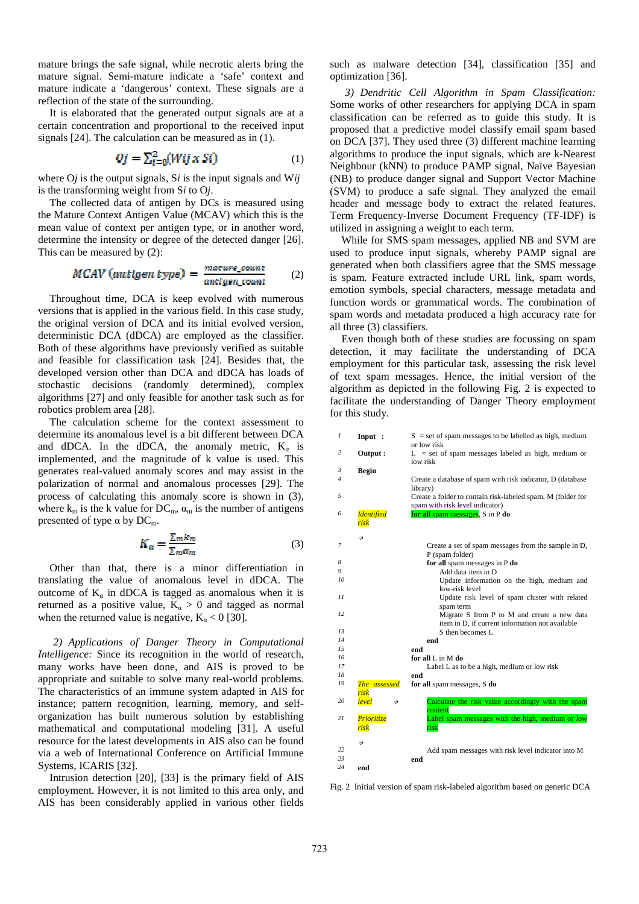mature brings the safe signal, while necrotic alerts bring the mature signal. Semi-mature indicate a 'safe' context and mature indicate a 'dangerous' context. These signals are a reflection of the state of the surrounding.

It is elaborated that the generated output signals are at a certain concentration and proportional to the received input signals [24]. The calculation can be measured as in (1).

$$Oj = \sum_{i=0}^{2}(Wij \times Si) \tag{1}$$

where O*j* is the output signals, S*i* is the input signals and W*ij* is the transforming weight from S*i* to O*j*.

The collected data of antigen by DCs is measured using the Mature Context Antigen Value (MCAV) which this is the mean value of context per antigen type, or in another word, determine the intensity or degree of the detected danger [26]. This can be measured by (2):

$$MCAV\ (antigen\ type) = \frac{mature\_count}{antigen\_count} \tag{2}$$

Throughout time, DCA is keep evolved with numerous versions that is applied in the various field. In this case study, the original version of DCA and its initial evolved version, deterministic DCA (dDCA) are employed as the classifier. Both of these algorithms have previously verified as suitable and feasible for classification task [24]. Besides that, the developed version other than DCA and dDCA has loads of stochastic decisions (randomly determined), complex algorithms [27] and only feasible for another task such as for robotics problem area [28].

The calculation scheme for the context assessment to determine its anomalous level is a bit different between DCA and dDCA. In the dDCA, the anomaly metric, $K_\alpha$ is implemented, and the magnitude of k value is used. This generates real-valued anomaly scores and may assist in the polarization of normal and anomalous processes [29]. The process of calculating this anomaly score is shown in (3), where $k_m$ is the k value for $DC_m$, $\alpha_m$ is the number of antigens presented of type α by $DC_m$.

$$K_\alpha = \frac{\sum m k_m}{\sum m \alpha_m} \tag{3}$$

Other than that, there is a minor differentiation in translating the value of anomalous level in dDCA. The outcome of $K_\alpha$ in dDCA is tagged as anomalous when it is returned as a positive value, $K_\alpha > 0$ and tagged as normal when the returned value is negative, $K_\alpha < 0$ [30].

*2) Applications of Danger Theory in Computational Intelligence:* Since its recognition in the world of research, many works have been done, and AIS is proved to be appropriate and suitable to solve many real-world problems. The characteristics of an immune system adapted in AIS for instance; pattern recognition, learning, memory, and self-organization has built numerous solution by establishing mathematical and computational modeling [31]. A useful resource for the latest developments in AIS also can be found via a web of International Conference on Artificial Immune Systems, ICARIS [32].

Intrusion detection [20], [33] is the primary field of AIS employment. However, it is not limited to this area only, and AIS has been considerably applied in various other fields such as malware detection [34], classification [35] and optimization [36].

*3) Dendritic Cell Algorithm in Spam Classification:* Some works of other researchers for applying DCA in spam classification can be referred as to guide this study. It is proposed that a predictive model classify email spam based on DCA [37]. They used three (3) different machine learning algorithms to produce the input signals, which are k-Nearest Neighbour (kNN) to produce PAMP signal, Naïve Bayesian (NB) to produce danger signal and Support Vector Machine (SVM) to produce a safe signal. They analyzed the email header and message body to extract the related features. Term Frequency-Inverse Document Frequency (TF-IDF) is utilized in assigning a weight to each term.

While for SMS spam messages, applied NB and SVM are used to produce input signals, whereby PAMP signal are generated when both classifiers agree that the SMS message is spam. Feature extracted include URL link, spam words, emotion symbols, special characters, message metadata and function words or grammatical words. The combination of spam words and metadata produced a high accuracy rate for all three (3) classifiers.

Even though both of these studies are focussing on spam detection, it may facilitate the understanding of DCA employment for this particular task, assessing the risk level of text spam messages. Hence, the initial version of the algorithm as depicted in the following Fig. 2 is expected to facilitate the understanding of Danger Theory employment for this study.

```
1   Input :     S  = set of spam messages to be labelled as high, medium
                     or low risk
2   Output :    L  = set of spam messages labeled as high, medium or
                     low risk
3   Begin
4               Create a database of spam with risk indicator, D (database
                library)
5               Create a folder to contain risk-labeled spam, M (folder for
                spam with risk level indicator)
6   Identified  for all spam messages, S in P do
    risk
        →
7                   Create a set of spam messages from the sample in D,
                    P (spam folder)
8                   for all spam messages in P do
9                       Add data item in D
10                      Update information on the high, medium and
                        low-risk level
11                      Update risk level of spam cluster with related
                        spam term
12                      Migrate S from P to M and create a new data
                        item in D, if current information not available
13                      S then becomes L
14                  end
15              end
16              for all L in M do
17                  Label L as to be a high, medium or low risk
18              end
19  The assessed for all spam messages, S do
    risk
20  level    →      Calculate the risk value accordingly with the spam
                    content
21  Prioritize      Label spam messages with the high, medium or low
    risk            risk
        →
22                  Add spam messages with risk level indicator into M
23              end
24  end
```

Fig. 2 Initial version of spam risk-labeled algorithm based on generic DCA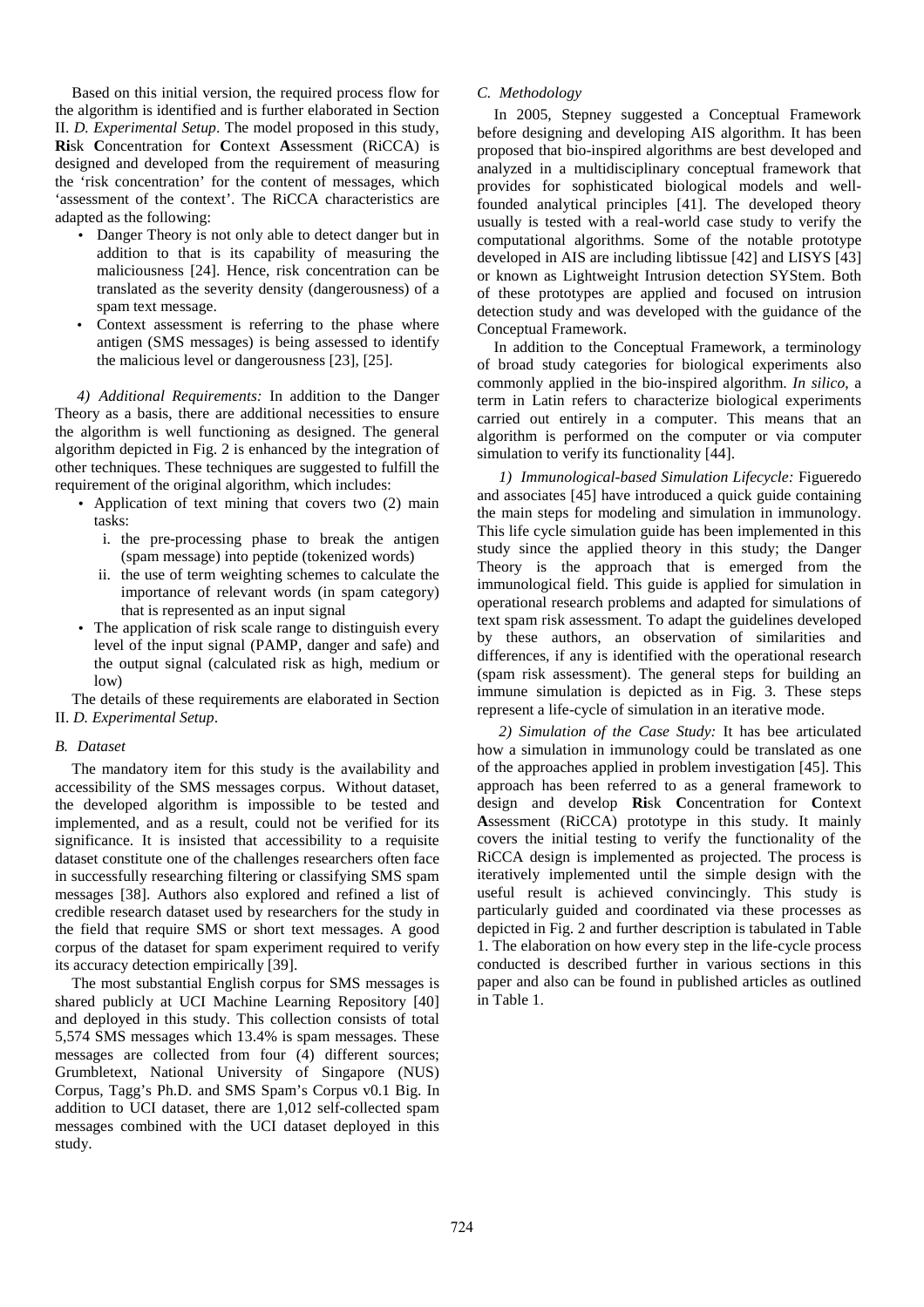Based on this initial version, the required process flow for the algorithm is identified and is further elaborated in Section II. *D. Experimental Setup*. The model proposed in this study, **Ri**sk **C**oncentration for **C**ontext **A**ssessment (RiCCA) is designed and developed from the requirement of measuring the 'risk concentration' for the content of messages, which 'assessment of the context'. The RiCCA characteristics are adapted as the following:

- Danger Theory is not only able to detect danger but in addition to that is its capability of measuring the maliciousness [24]. Hence, risk concentration can be translated as the severity density (dangerousness) of a spam text message.
- Context assessment is referring to the phase where antigen (SMS messages) is being assessed to identify the malicious level or dangerousness [23], [25].

*4) Additional Requirements:* In addition to the Danger Theory as a basis, there are additional necessities to ensure the algorithm is well functioning as designed. The general algorithm depicted in Fig. 2 is enhanced by the integration of other techniques. These techniques are suggested to fulfill the requirement of the original algorithm, which includes:

- Application of text mining that covers two (2) main tasks:
  - i. the pre-processing phase to break the antigen (spam message) into peptide (tokenized words)
  - ii. the use of term weighting schemes to calculate the importance of relevant words (in spam category) that is represented as an input signal
- The application of risk scale range to distinguish every level of the input signal (PAMP, danger and safe) and the output signal (calculated risk as high, medium or low)

The details of these requirements are elaborated in Section II. *D. Experimental Setup*.

### B. Dataset

The mandatory item for this study is the availability and accessibility of the SMS messages corpus. Without dataset, the developed algorithm is impossible to be tested and implemented, and as a result, could not be verified for its significance. It is insisted that accessibility to a requisite dataset constitute one of the challenges researchers often face in successfully researching filtering or classifying SMS spam messages [38]. Authors also explored and refined a list of credible research dataset used by researchers for the study in the field that require SMS or short text messages. A good corpus of the dataset for spam experiment required to verify its accuracy detection empirically [39].

The most substantial English corpus for SMS messages is shared publicly at UCI Machine Learning Repository [40] and deployed in this study. This collection consists of total 5,574 SMS messages which 13.4% is spam messages. These messages are collected from four (4) different sources; Grumbletext, National University of Singapore (NUS) Corpus, Tagg's Ph.D. and SMS Spam's Corpus v0.1 Big. In addition to UCI dataset, there are 1,012 self-collected spam messages combined with the UCI dataset deployed in this study.

### C. Methodology

In 2005, Stepney suggested a Conceptual Framework before designing and developing AIS algorithm. It has been proposed that bio-inspired algorithms are best developed and analyzed in a multidisciplinary conceptual framework that provides for sophisticated biological models and well-founded analytical principles [41]. The developed theory usually is tested with a real-world case study to verify the computational algorithms. Some of the notable prototype developed in AIS are including libtissue [42] and LISYS [43] or known as Lightweight Intrusion detection SYStem. Both of these prototypes are applied and focused on intrusion detection study and was developed with the guidance of the Conceptual Framework.

In addition to the Conceptual Framework, a terminology of broad study categories for biological experiments also commonly applied in the bio-inspired algorithm. *In silico*, a term in Latin refers to characterize biological experiments carried out entirely in a computer. This means that an algorithm is performed on the computer or via computer simulation to verify its functionality [44].

*1) Immunological-based Simulation Lifecycle:* Figueredo and associates [45] have introduced a quick guide containing the main steps for modeling and simulation in immunology. This life cycle simulation guide has been implemented in this study since the applied theory in this study; the Danger Theory is the approach that is emerged from the immunological field. This guide is applied for simulation in operational research problems and adapted for simulations of text spam risk assessment. To adapt the guidelines developed by these authors, an observation of similarities and differences, if any is identified with the operational research (spam risk assessment). The general steps for building an immune simulation is depicted as in Fig. 3. These steps represent a life-cycle of simulation in an iterative mode.

*2) Simulation of the Case Study:* It has bee articulated how a simulation in immunology could be translated as one of the approaches applied in problem investigation [45]. This approach has been referred to as a general framework to design and develop **Ri**sk **C**oncentration for **C**ontext **A**ssessment (RiCCA) prototype in this study. It mainly covers the initial testing to verify the functionality of the RiCCA design is implemented as projected. The process is iteratively implemented until the simple design with the useful result is achieved convincingly. This study is particularly guided and coordinated via these processes as depicted in Fig. 2 and further description is tabulated in Table 1. The elaboration on how every step in the life-cycle process conducted is described further in various sections in this paper and also can be found in published articles as outlined in Table 1.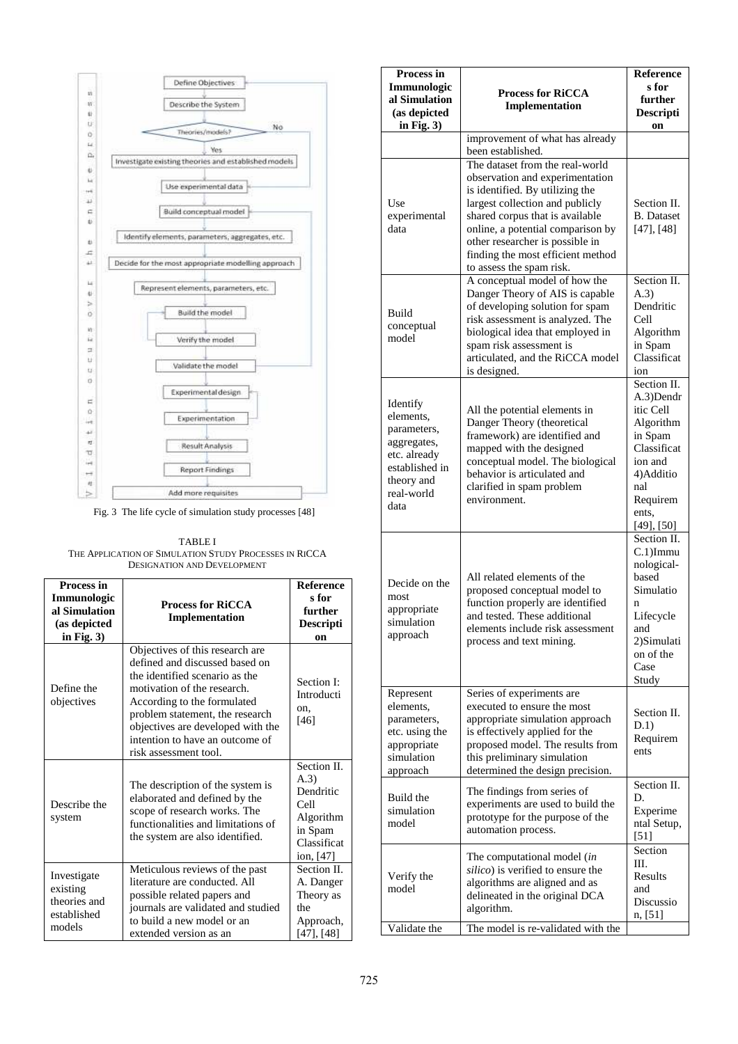Fig. 3 The life cycle of simulation study processes [48]

TABLE I
THE APPLICATION OF SIMULATION STUDY PROCESSES IN RICCA DESIGNATION AND DEVELOPMENT

| Process in Immunological Simulation (as depicted in Fig. 3) | Process for RiCCA Implementation | References for further Description |
|---|---|---|
| Define the objectives | Objectives of this research are defined and discussed based on the identified scenario as the motivation of the research. According to the formulated problem statement, the research objectives are developed with the intention to have an outcome of risk assessment tool. | Section I: Introduction, [46] |
| Describe the system | The description of the system is elaborated and defined by the scope of research works. The functionalities and limitations of the system are also identified. | Section II. A.3) Dendritic Cell Algorithm in Spam Classification, [47] |
| Investigate existing theories and established models | Meticulous reviews of the past literature are conducted. All possible related papers and journals are validated and studied to build a new model or an extended version as an improvement of what has already been established. | Section II. A. Danger Theory as the Approach, [47], [48] |
| Use experimental data | The dataset from the real-world observation and experimentation is identified. By utilizing the largest collection and publicly shared corpus that is available online, a potential comparison by other researcher is possible in finding the most efficient method to assess the spam risk. | Section II. B. Dataset [47], [48] |
| Build conceptual model | A conceptual model of how the Danger Theory of AIS is capable of developing solution for spam risk assessment is analyzed. The biological idea that employed in spam risk assessment is articulated, and the RiCCA model is designed. | Section II. A.3) Dendritic Cell Algorithm in Spam Classification |
| Identify elements, parameters, aggregates, etc. already established in theory and real-world data | All the potential elements in Danger Theory (theoretical framework) are identified and mapped with the designed conceptual model. The biological behavior is articulated and clarified in spam problem environment. | Section II. A.3)Dendritic Cell Algorithm in Spam Classification and 4)Additional Requirements, [49], [50] |
| Decide on the most appropriate simulation approach | All related elements of the proposed conceptual model to function properly are identified and tested. These additional elements include risk assessment process and text mining. | Section II. C.1)Immunological-based Simulation Lifecycle and 2)Simulation of the Case Study |
| Represent elements, parameters, etc. using the appropriate simulation approach | Series of experiments are executed to ensure the most appropriate simulation approach is effectively applied for the proposed model. The results from this preliminary simulation determined the design precision. | Section II. D.1) Requirements |
| Build the simulation model | The findings from series of experiments are used to build the prototype for the purpose of the automation process. | Section II. D. Experimental Setup, [51] |
| Verify the model | The computational model (*in silico*) is verified to ensure the algorithms are aligned and as delineated in the original DCA algorithm. | Section III. Results and Discussion, [51] |
| Validate the | The model is re-validated with the | |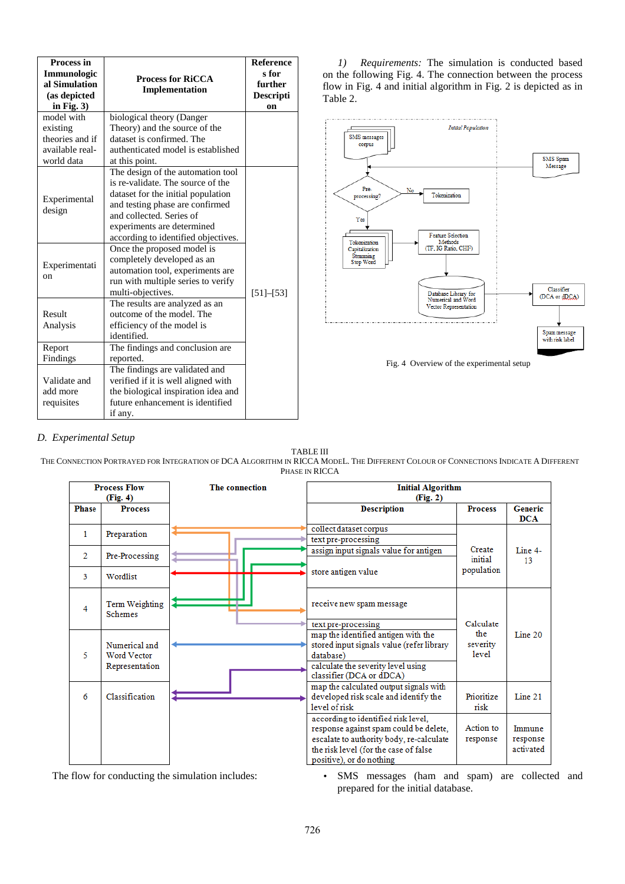| Process in Immunological Simulation (as depicted in Fig. 3) | Process for RiCCA Implementation | References for further Description |
|---|---|---|
| model with existing theories and if available real-world data | biological theory (Danger Theory) and the source of the dataset is confirmed. The authenticated model is established at this point. | |
| Experimental design | The design of the automation tool is re-validate. The source of the dataset for the initial population and testing phase are confirmed and collected. Series of experiments are determined according to identified objectives. | [51]–[53] |
| Experimentation | Once the proposed model is completely developed as an automation tool, experiments are run with multiple series to verify multi-objectives. | |
| Result Analysis | The results are analyzed as an outcome of the model. The efficiency of the model is identified. | |
| Report Findings | The findings and conclusion are reported. | |
| Validate and add more requisites | The findings are validated and verified if it is well aligned with the biological inspiration idea and future enhancement is identified if any. | |

## D. *Experimental Setup*

*1) Requirements:* The simulation is conducted based on the following Fig. 4. The connection between the process flow in Fig. 4 and initial algorithm in Fig. 2 is depicted as in Table 2.

Fig. 4 Overview of the experimental setup

TABLE III

THE CONNECTION PORTRAYED FOR INTEGRATION OF DCA ALGORITHM IN RICCA MODEL. THE DIFFERENT COLOUR OF CONNECTIONS INDICATE A DIFFERENT PHASE IN RICCA

| Process Flow (Fig. 4) | | The connection | Initial Algorithm (Fig. 2) | | |
|---|---|---|---|---|---|
| Phase | Process | | Description | Process | Generic DCA |
| 1 | Preparation | | collect dataset corpus | Create initial population | Line 4-13 |
| 2 | Pre-Processing | | text pre-processing | | |
| 3 | Wordlist | | assign input signals value for antigen | | |
| 4 | Term Weighting Schemes | | store antigen value | | |
| 5 | Numerical and Word Vector Representation | | receive new spam message | Calculate the severity level | Line 20 |
| 6 | Classification | | text pre-processing | | |
| | | | map the identified antigen with the stored input signals value (refer library database) | | |
| | | | calculate the severity level using classifier (DCA or dDCA) | | |
| | | | map the calculated output signals with developed risk scale and identify the level of risk | Prioritize risk | Line 21 |
| | | | according to identified risk level, response against spam could be delete, escalate to authority body, re-calculate the risk level (for the case of false positive), or do nothing | Action to response | Immune response activated |

The flow for conducting the simulation includes:

- SMS messages (ham and spam) are collected and prepared for the initial database.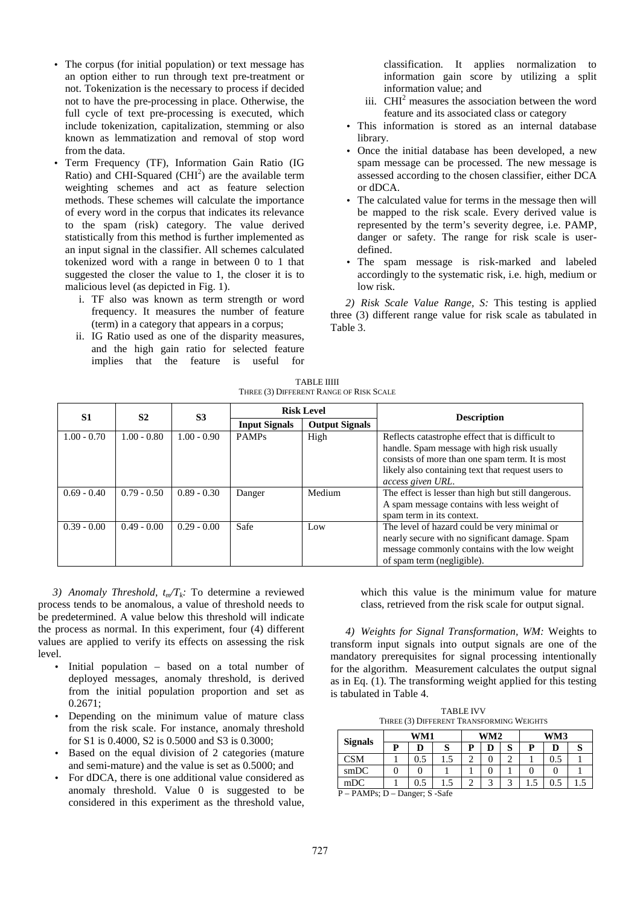- The corpus (for initial population) or text message has an option either to run through text pre-treatment or not. Tokenization is the necessary to process if decided not to have the pre-processing in place. Otherwise, the full cycle of text pre-processing is executed, which include tokenization, capitalization, stemming or also known as lemmatization and removal of stop word from the data.
- Term Frequency (TF), Information Gain Ratio (IG Ratio) and CHI-Squared ($CHI^2$) are the available term weighting schemes and act as feature selection methods. These schemes will calculate the importance of every word in the corpus that indicates its relevance to the spam (risk) category. The value derived statistically from this method is further implemented as an input signal in the classifier. All schemes calculated tokenized word with a range in between 0 to 1 that suggested the closer the value to 1, the closer it is to malicious level (as depicted in Fig. 1).
    i. TF also was known as term strength or word frequency. It measures the number of feature (term) in a category that appears in a corpus;
    ii. IG Ratio used as one of the disparity measures, and the high gain ratio for selected feature implies that the feature is useful for classification. It applies normalization to information gain score by utilizing a split information value; and
    iii. $CHI^2$ measures the association between the word feature and its associated class or category
- This information is stored as an internal database library.
- Once the initial database has been developed, a new spam message can be processed. The new message is assessed according to the chosen classifier, either DCA or dDCA.
- The calculated value for terms in the message then will be mapped to the risk scale. Every derived value is represented by the term's severity degree, i.e. PAMP, danger or safety. The range for risk scale is user-defined.
- The spam message is risk-marked and labeled accordingly to the systematic risk, i.e. high, medium or low risk.

*2) Risk Scale Value Range, S:* This testing is applied three (3) different range value for risk scale as tabulated in Table 3.

TABLE IIIII
THREE (3) DIFFERENT RANGE OF RISK SCALE

| S1 | S2 | S3 | Risk Level | | Description |
|---|---|---|---|---|---|
| | | | Input Signals | Output Signals | |
| 1.00 - 0.70 | 1.00 - 0.80 | 1.00 - 0.90 | PAMPs | High | Reflects catastrophe effect that is difficult to handle. Spam message with high risk usually consists of more than one spam term. It is most likely also containing text that request users to *access given URL*. |
| 0.69 - 0.40 | 0.79 - 0.50 | 0.89 - 0.30 | Danger | Medium | The effect is lesser than high but still dangerous. A spam message contains with less weight of spam term in its context. |
| 0.39 - 0.00 | 0.49 - 0.00 | 0.29 - 0.00 | Safe | Low | The level of hazard could be very minimal or nearly secure with no significant damage. Spam message commonly contains with the low weight of spam term (negligible). |

*3) Anomaly Threshold, $t_m/T_k$:* To determine a reviewed process tends to be anomalous, a value of threshold needs to be predetermined. A value below this threshold will indicate the process as normal. In this experiment, four (4) different values are applied to verify its effects on assessing the risk level.

- Initial population – based on a total number of deployed messages, anomaly threshold, is derived from the initial population proportion and set as 0.2671;
- Depending on the minimum value of mature class from the risk scale. For instance, anomaly threshold for S1 is 0.4000, S2 is 0.5000 and S3 is 0.3000;
- Based on the equal division of 2 categories (mature and semi-mature) and the value is set as 0.5000; and
- For dDCA, there is one additional value considered as anomaly threshold. Value 0 is suggested to be considered in this experiment as the threshold value, which this value is the minimum value for mature class, retrieved from the risk scale for output signal.

*4) Weights for Signal Transformation, WM:* Weights to transform input signals into output signals are one of the mandatory prerequisites for signal processing intentionally for the algorithm. Measurement calculates the output signal as in Eq. (1). The transforming weight applied for this testing is tabulated in Table 4.

TABLE IVV
THREE (3) DIFFERENT TRANSFORMING WEIGHTS

| Signals | WM1 | | | WM2 | | | WM3 | | |
|---|---|---|---|---|---|---|---|---|---|
| | P | D | S | P | D | S | P | D | S |
| CSM | 1 | 0.5 | 1.5 | 2 | 0 | 2 | 1 | 0.5 | 1 |
| smDC | 0 | 0 | 1 | 1 | 0 | 1 | 0 | 0 | 1 |
| mDC | 1 | 0.5 | 1.5 | 2 | 3 | 3 | 1.5 | 0.5 | 1.5 |

P – PAMPs; D – Danger; S -Safe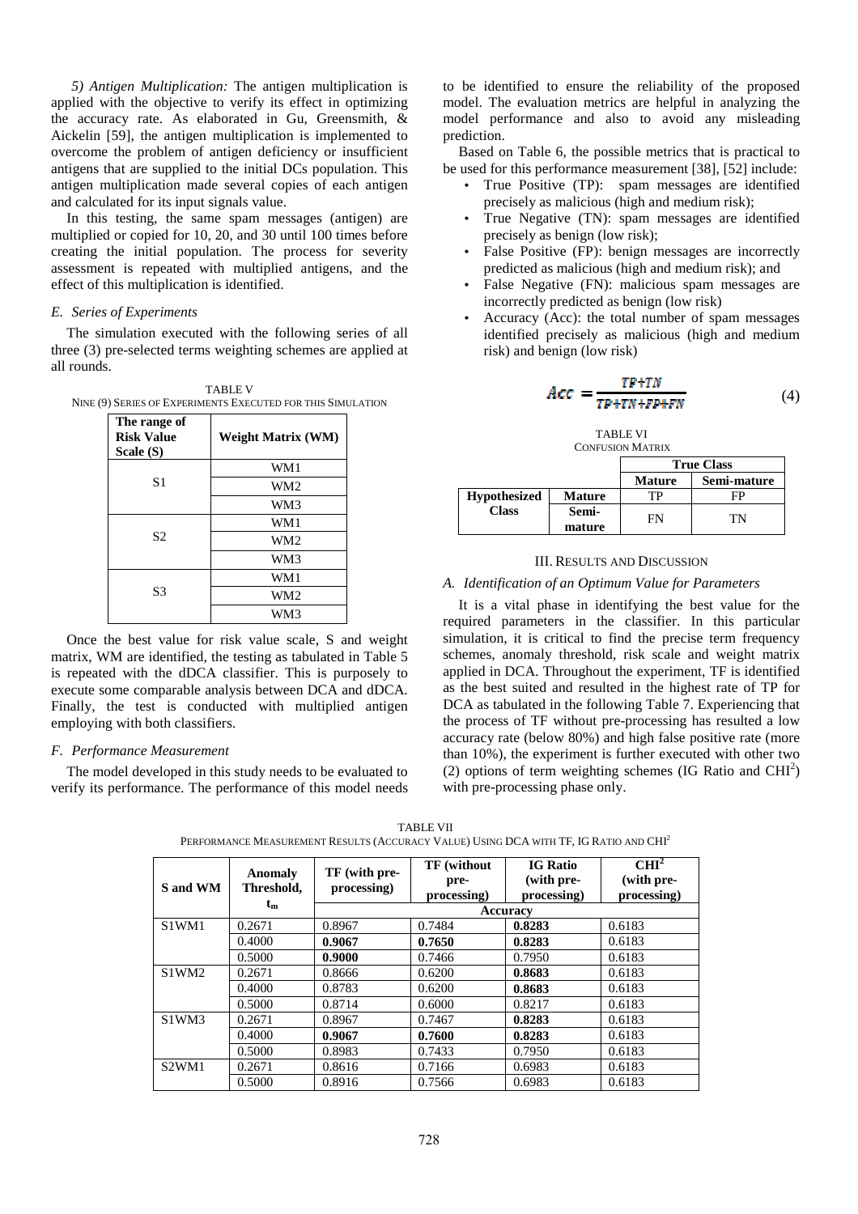*5) Antigen Multiplication:* The antigen multiplication is applied with the objective to verify its effect in optimizing the accuracy rate. As elaborated in Gu, Greensmith, & Aickelin [59], the antigen multiplication is implemented to overcome the problem of antigen deficiency or insufficient antigens that are supplied to the initial DCs population. This antigen multiplication made several copies of each antigen and calculated for its input signals value.

In this testing, the same spam messages (antigen) are multiplied or copied for 10, 20, and 30 until 100 times before creating the initial population. The process for severity assessment is repeated with multiplied antigens, and the effect of this multiplication is identified.

### *E. Series of Experiments*

The simulation executed with the following series of all three (3) pre-selected terms weighting schemes are applied at all rounds.

TABLE V
NINE (9) SERIES OF EXPERIMENTS EXECUTED FOR THIS SIMULATION

| The range of Risk Value Scale (S) | Weight Matrix (WM) |
|---|---|
| S1 | WM1 |
| | WM2 |
| | WM3 |
| S2 | WM1 |
| | WM2 |
| | WM3 |
| S3 | WM1 |
| | WM2 |
| | WM3 |

Once the best value for risk value scale, S and weight matrix, WM are identified, the testing as tabulated in Table 5 is repeated with the dDCA classifier. This is purposely to execute some comparable analysis between DCA and dDCA. Finally, the test is conducted with multiplied antigen employing with both classifiers.

### *F. Performance Measurement*

The model developed in this study needs to be evaluated to verify its performance. The performance of this model needs to be identified to ensure the reliability of the proposed model. The evaluation metrics are helpful in analyzing the model performance and also to avoid any misleading prediction.

Based on Table 6, the possible metrics that is practical to be used for this performance measurement [38], [52] include:

- True Positive (TP): spam messages are identified precisely as malicious (high and medium risk);
- True Negative (TN): spam messages are identified precisely as benign (low risk);
- False Positive (FP): benign messages are incorrectly predicted as malicious (high and medium risk); and
- False Negative (FN): malicious spam messages are incorrectly predicted as benign (low risk)
- Accuracy (Acc): the total number of spam messages identified precisely as malicious (high and medium risk) and benign (low risk)

$$Acc = \frac{TP+TN}{TP+TN+FP+FN} \tag{4}$$

TABLE VI
CONFUSION MATRIX

| | | True Class | |
|---|---|---|---|
| | | **Mature** | **Semi-mature** |
| **Hypothesized Class** | **Mature** | TP | FP |
| | **Semi-mature** | FN | TN |

## III. RESULTS AND DISCUSSION

### *A. Identification of an Optimum Value for Parameters*

It is a vital phase in identifying the best value for the required parameters in the classifier. In this particular simulation, it is critical to find the precise term frequency schemes, anomaly threshold, risk scale and weight matrix applied in DCA. Throughout the experiment, TF is identified as the best suited and resulted in the highest rate of TP for DCA as tabulated in the following Table 7. Experiencing that the process of TF without pre-processing has resulted a low accuracy rate (below 80%) and high false positive rate (more than 10%), the experiment is further executed with other two (2) options of term weighting schemes (IG Ratio and $CHI^2$) with pre-processing phase only.

TABLE VII
PERFORMANCE MEASUREMENT RESULTS (ACCURACY VALUE) USING DCA WITH TF, IG RATIO AND $CHI^2$

| S and WM | Anomaly Threshold, $t_m$ | TF (with pre-processing) | TF (without pre-processing) | IG Ratio (with pre-processing) | $CHI^2$ (with pre-processing) |
|---|---|---|---|---|---|
| | | Accuracy | | | |
| S1WM1 | 0.2671 | 0.8967 | 0.7484 | **0.8283** | 0.6183 |
| | 0.4000 | **0.9067** | **0.7650** | **0.8283** | 0.6183 |
| | 0.5000 | **0.9000** | 0.7466 | 0.7950 | 0.6183 |
| S1WM2 | 0.2671 | 0.8666 | 0.6200 | **0.8683** | 0.6183 |
| | 0.4000 | 0.8783 | 0.6200 | **0.8683** | 0.6183 |
| | 0.5000 | 0.8714 | 0.6000 | 0.8217 | 0.6183 |
| S1WM3 | 0.2671 | 0.8967 | 0.7467 | **0.8283** | 0.6183 |
| | 0.4000 | **0.9067** | **0.7600** | **0.8283** | 0.6183 |
| | 0.5000 | 0.8983 | 0.7433 | 0.7950 | 0.6183 |
| S2WM1 | 0.2671 | 0.8616 | 0.7166 | 0.6983 | 0.6183 |
| | 0.5000 | 0.8916 | 0.7566 | 0.6983 | 0.6183 |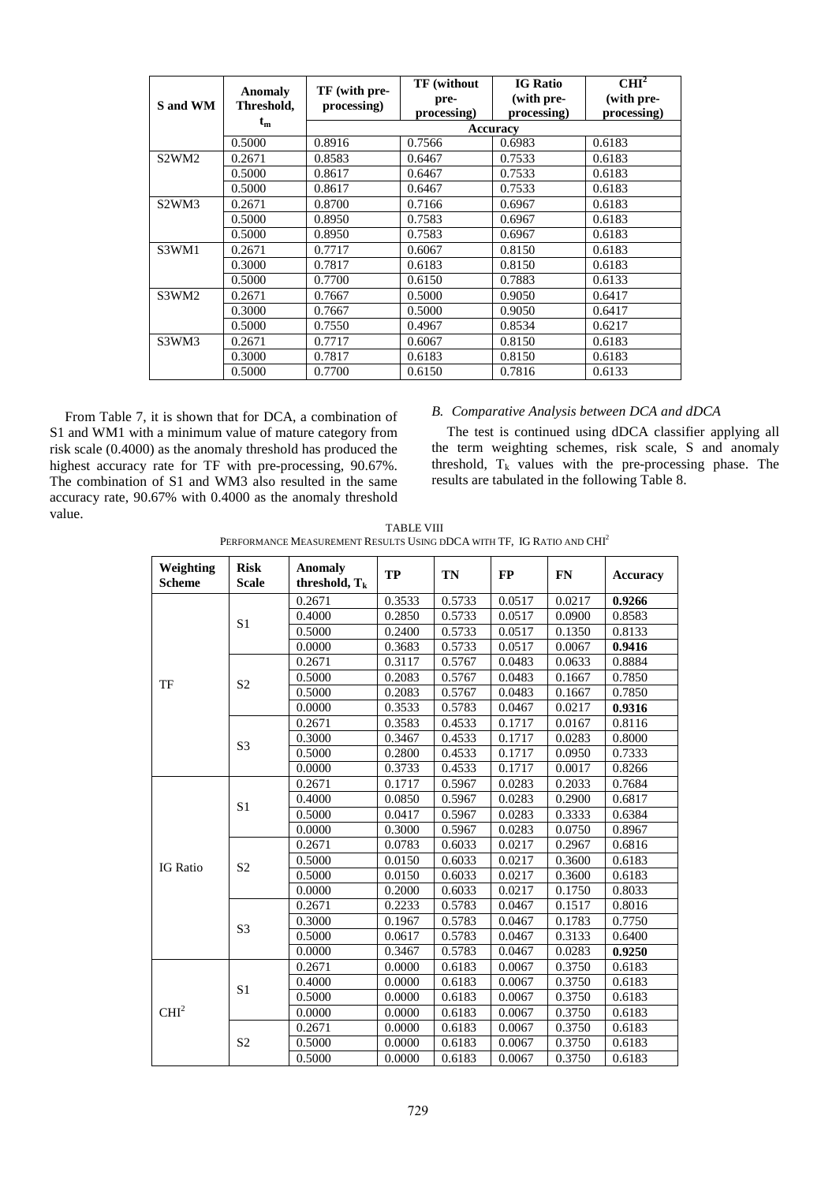| S and WM | Anomaly Threshold, $t_m$ | TF (with pre-processing) | TF (without pre-processing) | IG Ratio (with pre-processing) | $CHI^2$ (with pre-processing) |
|---|---|---|---|---|---|
| | | Accuracy | | | |
| | 0.5000 | 0.8916 | 0.7566 | 0.6983 | 0.6183 |
| S2WM2 | 0.2671 | 0.8583 | 0.6467 | 0.7533 | 0.6183 |
| | 0.5000 | 0.8617 | 0.6467 | 0.7533 | 0.6183 |
| | 0.5000 | 0.8617 | 0.6467 | 0.7533 | 0.6183 |
| S2WM3 | 0.2671 | 0.8700 | 0.7166 | 0.6967 | 0.6183 |
| | 0.5000 | 0.8950 | 0.7583 | 0.6967 | 0.6183 |
| | 0.5000 | 0.8950 | 0.7583 | 0.6967 | 0.6183 |
| S3WM1 | 0.2671 | 0.7717 | 0.6067 | 0.8150 | 0.6183 |
| | 0.3000 | 0.7817 | 0.6183 | 0.8150 | 0.6183 |
| | 0.5000 | 0.7700 | 0.6150 | 0.7883 | 0.6133 |
| S3WM2 | 0.2671 | 0.7667 | 0.5000 | 0.9050 | 0.6417 |
| | 0.3000 | 0.7667 | 0.5000 | 0.9050 | 0.6417 |
| | 0.5000 | 0.7550 | 0.4967 | 0.8534 | 0.6217 |
| S3WM3 | 0.2671 | 0.7717 | 0.6067 | 0.8150 | 0.6183 |
| | 0.3000 | 0.7817 | 0.6183 | 0.8150 | 0.6183 |
| | 0.5000 | 0.7700 | 0.6150 | 0.7816 | 0.6133 |

From Table 7, it is shown that for DCA, a combination of S1 and WM1 with a minimum value of mature category from risk scale (0.4000) as the anomaly threshold has produced the highest accuracy rate for TF with pre-processing, 90.67%. The combination of S1 and WM3 also resulted in the same accuracy rate, 90.67% with 0.4000 as the anomaly threshold value.

### *B. Comparative Analysis between DCA and dDCA*

The test is continued using dDCA classifier applying all the term weighting schemes, risk scale, S and anomaly threshold, $T_k$ values with the pre-processing phase. The results are tabulated in the following Table 8.

TABLE VIII
PERFORMANCE MEASUREMENT RESULTS USING DDCA WITH TF, IG RATIO AND $CHI^2$

| Weighting Scheme | Risk Scale | Anomaly threshold, $T_k$ | TP | TN | FP | FN | Accuracy |
|---|---|---|---|---|---|---|---|
| TF | S1 | 0.2671 | 0.3533 | 0.5733 | 0.0517 | 0.0217 | **0.9266** |
| | | 0.4000 | 0.2850 | 0.5733 | 0.0517 | 0.0900 | 0.8583 |
| | | 0.5000 | 0.2400 | 0.5733 | 0.0517 | 0.1350 | 0.8133 |
| | | 0.0000 | 0.3683 | 0.5733 | 0.0517 | 0.0067 | **0.9416** |
| | S2 | 0.2671 | 0.3117 | 0.5767 | 0.0483 | 0.0633 | 0.8884 |
| | | 0.5000 | 0.2083 | 0.5767 | 0.0483 | 0.1667 | 0.7850 |
| | | 0.5000 | 0.2083 | 0.5767 | 0.0483 | 0.1667 | 0.7850 |
| | | 0.0000 | 0.3533 | 0.5783 | 0.0467 | 0.0217 | **0.9316** |
| | S3 | 0.2671 | 0.3583 | 0.4533 | 0.1717 | 0.0167 | 0.8116 |
| | | 0.3000 | 0.3467 | 0.4533 | 0.1717 | 0.0283 | 0.8000 |
| | | 0.5000 | 0.2800 | 0.4533 | 0.1717 | 0.0950 | 0.7333 |
| | | 0.0000 | 0.3733 | 0.4533 | 0.1717 | 0.0017 | 0.8266 |
| IG Ratio | S1 | 0.2671 | 0.1717 | 0.5967 | 0.0283 | 0.2033 | 0.7684 |
| | | 0.4000 | 0.0850 | 0.5967 | 0.0283 | 0.2900 | 0.6817 |
| | | 0.5000 | 0.0417 | 0.5967 | 0.0283 | 0.3333 | 0.6384 |
| | | 0.0000 | 0.3000 | 0.5967 | 0.0283 | 0.0750 | 0.8967 |
| | S2 | 0.2671 | 0.0783 | 0.6033 | 0.0217 | 0.2967 | 0.6816 |
| | | 0.5000 | 0.0150 | 0.6033 | 0.0217 | 0.3600 | 0.6183 |
| | | 0.5000 | 0.0150 | 0.6033 | 0.0217 | 0.3600 | 0.6183 |
| | | 0.0000 | 0.2000 | 0.6033 | 0.0217 | 0.1750 | 0.8033 |
| | S3 | 0.2671 | 0.2233 | 0.5783 | 0.0467 | 0.1517 | 0.8016 |
| | | 0.3000 | 0.1967 | 0.5783 | 0.0467 | 0.1783 | 0.7750 |
| | | 0.5000 | 0.0617 | 0.5783 | 0.0467 | 0.3133 | 0.6400 |
| | | 0.0000 | 0.3467 | 0.5783 | 0.0467 | 0.0283 | **0.9250** |
| $CHI^2$ | S1 | 0.2671 | 0.0000 | 0.6183 | 0.0067 | 0.3750 | 0.6183 |
| | | 0.4000 | 0.0000 | 0.6183 | 0.0067 | 0.3750 | 0.6183 |
| | | 0.5000 | 0.0000 | 0.6183 | 0.0067 | 0.3750 | 0.6183 |
| | | 0.0000 | 0.0000 | 0.6183 | 0.0067 | 0.3750 | 0.6183 |
| | S2 | 0.2671 | 0.0000 | 0.6183 | 0.0067 | 0.3750 | 0.6183 |
| | | 0.5000 | 0.0000 | 0.6183 | 0.0067 | 0.3750 | 0.6183 |
| | | 0.5000 | 0.0000 | 0.6183 | 0.0067 | 0.3750 | 0.6183 |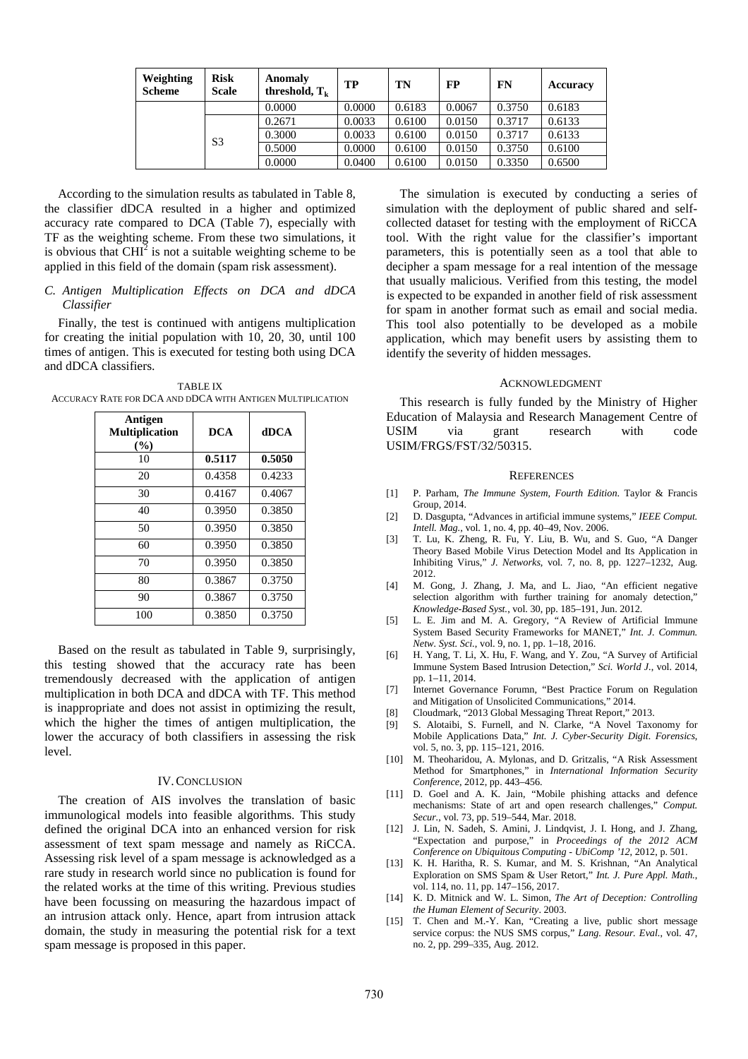| Weighting Scheme | Risk Scale | Anomaly threshold, $T_k$ | TP | TN | FP | FN | Accuracy |
|---|---|---|---|---|---|---|---|
| | | 0.0000 | 0.0000 | 0.6183 | 0.0067 | 0.3750 | 0.6183 |
| | S3 | 0.2671 | 0.0033 | 0.6100 | 0.0150 | 0.3717 | 0.6133 |
| | | 0.3000 | 0.0033 | 0.6100 | 0.0150 | 0.3717 | 0.6133 |
| | | 0.5000 | 0.0000 | 0.6100 | 0.0150 | 0.3750 | 0.6100 |
| | | 0.0000 | 0.0400 | 0.6100 | 0.0150 | 0.3350 | 0.6500 |

According to the simulation results as tabulated in Table 8, the classifier dDCA resulted in a higher and optimized accuracy rate compared to DCA (Table 7), especially with TF as the weighting scheme. From these two simulations, it is obvious that $CHI^2$ is not a suitable weighting scheme to be applied in this field of the domain (spam risk assessment).

### C. Antigen Multiplication Effects on DCA and dDCA Classifier

Finally, the test is continued with antigens multiplication for creating the initial population with 10, 20, 30, until 100 times of antigen. This is executed for testing both using DCA and dDCA classifiers.

TABLE IX
ACCURACY RATE FOR DCA AND DDCA WITH ANTIGEN MULTIPLICATION

| Antigen Multiplication (%) | DCA | dDCA |
|---|---|---|
| 10 | **0.5117** | **0.5050** |
| 20 | 0.4358 | 0.4233 |
| 30 | 0.4167 | 0.4067 |
| 40 | 0.3950 | 0.3850 |
| 50 | 0.3950 | 0.3850 |
| 60 | 0.3950 | 0.3850 |
| 70 | 0.3950 | 0.3850 |
| 80 | 0.3867 | 0.3750 |
| 90 | 0.3867 | 0.3750 |
| 100 | 0.3850 | 0.3750 |

Based on the result as tabulated in Table 9, surprisingly, this testing showed that the accuracy rate has been tremendously decreased with the application of antigen multiplication in both DCA and dDCA with TF. This method is inappropriate and does not assist in optimizing the result, which the higher the times of antigen multiplication, the lower the accuracy of both classifiers in assessing the risk level.

## IV. CONCLUSION

The creation of AIS involves the translation of basic immunological models into feasible algorithms. This study defined the original DCA into an enhanced version for risk assessment of text spam message and namely as RiCCA. Assessing risk level of a spam message is acknowledged as a rare study in research world since no publication is found for the related works at the time of this writing. Previous studies have been focussing on measuring the hazardous impact of an intrusion attack only. Hence, apart from intrusion attack domain, the study in measuring the potential risk for a text spam message is proposed in this paper.

The simulation is executed by conducting a series of simulation with the deployment of public shared and self-collected dataset for testing with the employment of RiCCA tool. With the right value for the classifier's important parameters, this is potentially seen as a tool that able to decipher a spam message for a real intention of the message that usually malicious. Verified from this testing, the model is expected to be expanded in another field of risk assessment for spam in another format such as email and social media. This tool also potentially to be developed as a mobile application, which may benefit users by assisting them to identify the severity of hidden messages.

## ACKNOWLEDGMENT

This research is fully funded by the Ministry of Higher Education of Malaysia and Research Management Centre of USIM via grant research with code USIM/FRGS/FST/32/50315.

## REFERENCES

[1] P. Parham, *The Immune System, Fourth Edition*. Taylor & Francis Group, 2014.

[2] D. Dasgupta, "Advances in artificial immune systems," *IEEE Comput. Intell. Mag.*, vol. 1, no. 4, pp. 40–49, Nov. 2006.

[3] T. Lu, K. Zheng, R. Fu, Y. Liu, B. Wu, and S. Guo, "A Danger Theory Based Mobile Virus Detection Model and Its Application in Inhibiting Virus," *J. Networks*, vol. 7, no. 8, pp. 1227–1232, Aug. 2012.

[4] M. Gong, J. Zhang, J. Ma, and L. Jiao, "An efficient negative selection algorithm with further training for anomaly detection," *Knowledge-Based Syst.*, vol. 30, pp. 185–191, Jun. 2012.

[5] L. E. Jim and M. A. Gregory, "A Review of Artificial Immune System Based Security Frameworks for MANET," *Int. J. Commun. Netw. Syst. Sci.*, vol. 9, no. 1, pp. 1–18, 2016.

[6] H. Yang, T. Li, X. Hu, F. Wang, and Y. Zou, "A Survey of Artificial Immune System Based Intrusion Detection," *Sci. World J.*, vol. 2014, pp. 1–11, 2014.

[7] Internet Governance Forumn, "Best Practice Forum on Regulation and Mitigation of Unsolicited Communications," 2014.

[8] Cloudmark, "2013 Global Messaging Threat Report," 2013.

[9] S. Alotaibi, S. Furnell, and N. Clarke, "A Novel Taxonomy for Mobile Applications Data," *Int. J. Cyber-Security Digit. Forensics*, vol. 5, no. 3, pp. 115–121, 2016.

[10] M. Theoharidou, A. Mylonas, and D. Gritzalis, "A Risk Assessment Method for Smartphones," in *International Information Security Conference*, 2012, pp. 443–456.

[11] D. Goel and A. K. Jain, "Mobile phishing attacks and defence mechanisms: State of art and open research challenges," *Comput. Secur.*, vol. 73, pp. 519–544, Mar. 2018.

[12] J. Lin, N. Sadeh, S. Amini, J. Lindqvist, J. I. Hong, and J. Zhang, "Expectation and purpose," in *Proceedings of the 2012 ACM Conference on Ubiquitous Computing - UbiComp '12*, 2012, p. 501.

[13] K. H. Haritha, R. S. Kumar, and M. S. Krishnan, "An Analytical Exploration on SMS Spam & User Retort," *Int. J. Pure Appl. Math.*, vol. 114, no. 11, pp. 147–156, 2017.

[14] K. D. Mitnick and W. L. Simon, *The Art of Deception: Controlling the Human Element of Security*. 2003.

[15] T. Chen and M.-Y. Kan, "Creating a live, public short message service corpus: the NUS SMS corpus," *Lang. Resour. Eval.*, vol. 47, no. 2, pp. 299–335, Aug. 2012.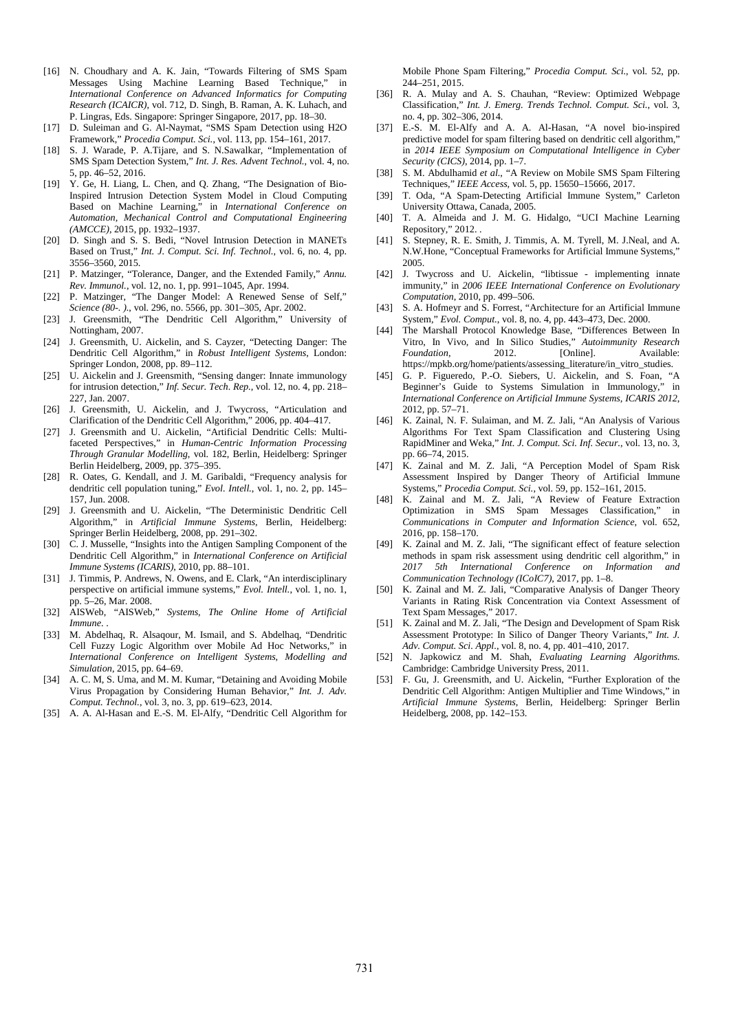[16] N. Choudhary and A. K. Jain, "Towards Filtering of SMS Spam Messages Using Machine Learning Based Technique," in *International Conference on Advanced Informatics for Computing Research (ICAICR)*, vol. 712, D. Singh, B. Raman, A. K. Luhach, and P. Lingras, Eds. Singapore: Springer Singapore, 2017, pp. 18–30.

[17] D. Suleiman and G. Al-Naymat, "SMS Spam Detection using H2O Framework," *Procedia Comput. Sci.*, vol. 113, pp. 154–161, 2017.

[18] S. J. Warade, P. A.Tijare, and S. N.Sawalkar, "Implementation of SMS Spam Detection System," *Int. J. Res. Advent Technol.*, vol. 4, no. 5, pp. 46–52, 2016.

[19] Y. Ge, H. Liang, L. Chen, and Q. Zhang, "The Designation of Bio-Inspired Intrusion Detection System Model in Cloud Computing Based on Machine Learning," in *International Conference on Automation, Mechanical Control and Computational Engineering (AMCCE)*, 2015, pp. 1932–1937.

[20] D. Singh and S. S. Bedi, "Novel Intrusion Detection in MANETs Based on Trust," *Int. J. Comput. Sci. Inf. Technol.*, vol. 6, no. 4, pp. 3556–3560, 2015.

[21] P. Matzinger, "Tolerance, Danger, and the Extended Family," *Annu. Rev. Immunol.*, vol. 12, no. 1, pp. 991–1045, Apr. 1994.

[22] P. Matzinger, "The Danger Model: A Renewed Sense of Self," *Science (80-. ).*, vol. 296, no. 5566, pp. 301–305, Apr. 2002.

[23] J. Greensmith, "The Dendritic Cell Algorithm," University of Nottingham, 2007.

[24] J. Greensmith, U. Aickelin, and S. Cayzer, "Detecting Danger: The Dendritic Cell Algorithm," in *Robust Intelligent Systems*, London: Springer London, 2008, pp. 89–112.

[25] U. Aickelin and J. Greensmith, "Sensing danger: Innate immunology for intrusion detection," *Inf. Secur. Tech. Rep.*, vol. 12, no. 4, pp. 218–227, Jan. 2007.

[26] J. Greensmith, U. Aickelin, and J. Twycross, "Articulation and Clarification of the Dendritic Cell Algorithm," 2006, pp. 404–417.

[27] J. Greensmith and U. Aickelin, "Artificial Dendritic Cells: Multi-faceted Perspectives," in *Human-Centric Information Processing Through Granular Modelling*, vol. 182, Berlin, Heidelberg: Springer Berlin Heidelberg, 2009, pp. 375–395.

[28] R. Oates, G. Kendall, and J. M. Garibaldi, "Frequency analysis for dendritic cell population tuning," *Evol. Intell.*, vol. 1, no. 2, pp. 145–157, Jun. 2008.

[29] J. Greensmith and U. Aickelin, "The Deterministic Dendritic Cell Algorithm," in *Artificial Immune Systems*, Berlin, Heidelberg: Springer Berlin Heidelberg, 2008, pp. 291–302.

[30] C. J. Musselle, "Insights into the Antigen Sampling Component of the Dendritic Cell Algorithm," in *International Conference on Artificial Immune Systems (ICARIS)*, 2010, pp. 88–101.

[31] J. Timmis, P. Andrews, N. Owens, and E. Clark, "An interdisciplinary perspective on artificial immune systems," *Evol. Intell.*, vol. 1, no. 1, pp. 5–26, Mar. 2008.

[32] AISWeb, "AISWeb," *Systems, The Online Home of Artificial Immune*. .

[33] M. Abdelhaq, R. Alsaqour, M. Ismail, and S. Abdelhaq, "Dendritic Cell Fuzzy Logic Algorithm over Mobile Ad Hoc Networks," in *International Conference on Intelligent Systems, Modelling and Simulation*, 2015, pp. 64–69.

[34] A. C. M, S. Uma, and M. M. Kumar, "Detaining and Avoiding Mobile Virus Propagation by Considering Human Behavior," *Int. J. Adv. Comput. Technol.*, vol. 3, no. 3, pp. 619–623, 2014.

[35] A. A. Al-Hasan and E.-S. M. El-Alfy, "Dendritic Cell Algorithm for Mobile Phone Spam Filtering," *Procedia Comput. Sci.*, vol. 52, pp. 244–251, 2015.

[36] R. A. Mulay and A. S. Chauhan, "Review: Optimized Webpage Classification," *Int. J. Emerg. Trends Technol. Comput. Sci.*, vol. 3, no. 4, pp. 302–306, 2014.

[37] E.-S. M. El-Alfy and A. A. Al-Hasan, "A novel bio-inspired predictive model for spam filtering based on dendritic cell algorithm," in *2014 IEEE Symposium on Computational Intelligence in Cyber Security (CICS)*, 2014, pp. 1–7.

[38] S. M. Abdulhamid *et al.*, "A Review on Mobile SMS Spam Filtering Techniques," *IEEE Access*, vol. 5, pp. 15650–15666, 2017.

[39] T. Oda, "A Spam-Detecting Artificial Immune System," Carleton University Ottawa, Canada, 2005.

[40] T. A. Almeida and J. M. G. Hidalgo, "UCI Machine Learning Repository," 2012. .

[41] S. Stepney, R. E. Smith, J. Timmis, A. M. Tyrell, M. J.Neal, and A. N.W.Hone, "Conceptual Frameworks for Artificial Immune Systems," 2005.

[42] J. Twycross and U. Aickelin, "libtissue - implementing innate immunity," in *2006 IEEE International Conference on Evolutionary Computation*, 2010, pp. 499–506.

[43] S. A. Hofmeyr and S. Forrest, "Architecture for an Artificial Immune System," *Evol. Comput.*, vol. 8, no. 4, pp. 443–473, Dec. 2000.

[44] The Marshall Protocol Knowledge Base, "Differences Between In Vitro, In Vivo, and In Silico Studies," *Autoimmunity Research Foundation*, 2012. [Online]. Available: https://mpkb.org/home/patients/assessing_literature/in_vitro_studies.

[45] G. P. Figueredo, P.-O. Siebers, U. Aickelin, and S. Foan, "A Beginner's Guide to Systems Simulation in Immunology," in *International Conference on Artificial Immune Systems, ICARIS 2012*, 2012, pp. 57–71.

[46] K. Zainal, N. F. Sulaiman, and M. Z. Jali, "An Analysis of Various Algorithms For Text Spam Classification and Clustering Using RapidMiner and Weka," *Int. J. Comput. Sci. Inf. Secur.*, vol. 13, no. 3, pp. 66–74, 2015.

[47] K. Zainal and M. Z. Jali, "A Perception Model of Spam Risk Assessment Inspired by Danger Theory of Artificial Immune Systems," *Procedia Comput. Sci.*, vol. 59, pp. 152–161, 2015.

[48] K. Zainal and M. Z. Jali, "A Review of Feature Extraction Optimization in SMS Spam Messages Classification," in *Communications in Computer and Information Science*, vol. 652, 2016, pp. 158–170.

[49] K. Zainal and M. Z. Jali, "The significant effect of feature selection methods in spam risk assessment using dendritic cell algorithm," in *2017 5th International Conference on Information and Communication Technology (ICoIC7)*, 2017, pp. 1–8.

[50] K. Zainal and M. Z. Jali, "Comparative Analysis of Danger Theory Variants in Rating Risk Concentration via Context Assessment of Text Spam Messages," 2017.

[51] K. Zainal and M. Z. Jali, "The Design and Development of Spam Risk Assessment Prototype: In Silico of Danger Theory Variants," *Int. J. Adv. Comput. Sci. Appl.*, vol. 8, no. 4, pp. 401–410, 2017.

[52] N. Japkowicz and M. Shah, *Evaluating Learning Algorithms*. Cambridge: Cambridge University Press, 2011.

[53] F. Gu, J. Greensmith, and U. Aickelin, "Further Exploration of the Dendritic Cell Algorithm: Antigen Multiplier and Time Windows," in *Artificial Immune Systems*, Berlin, Heidelberg: Springer Berlin Heidelberg, 2008, pp. 142–153.